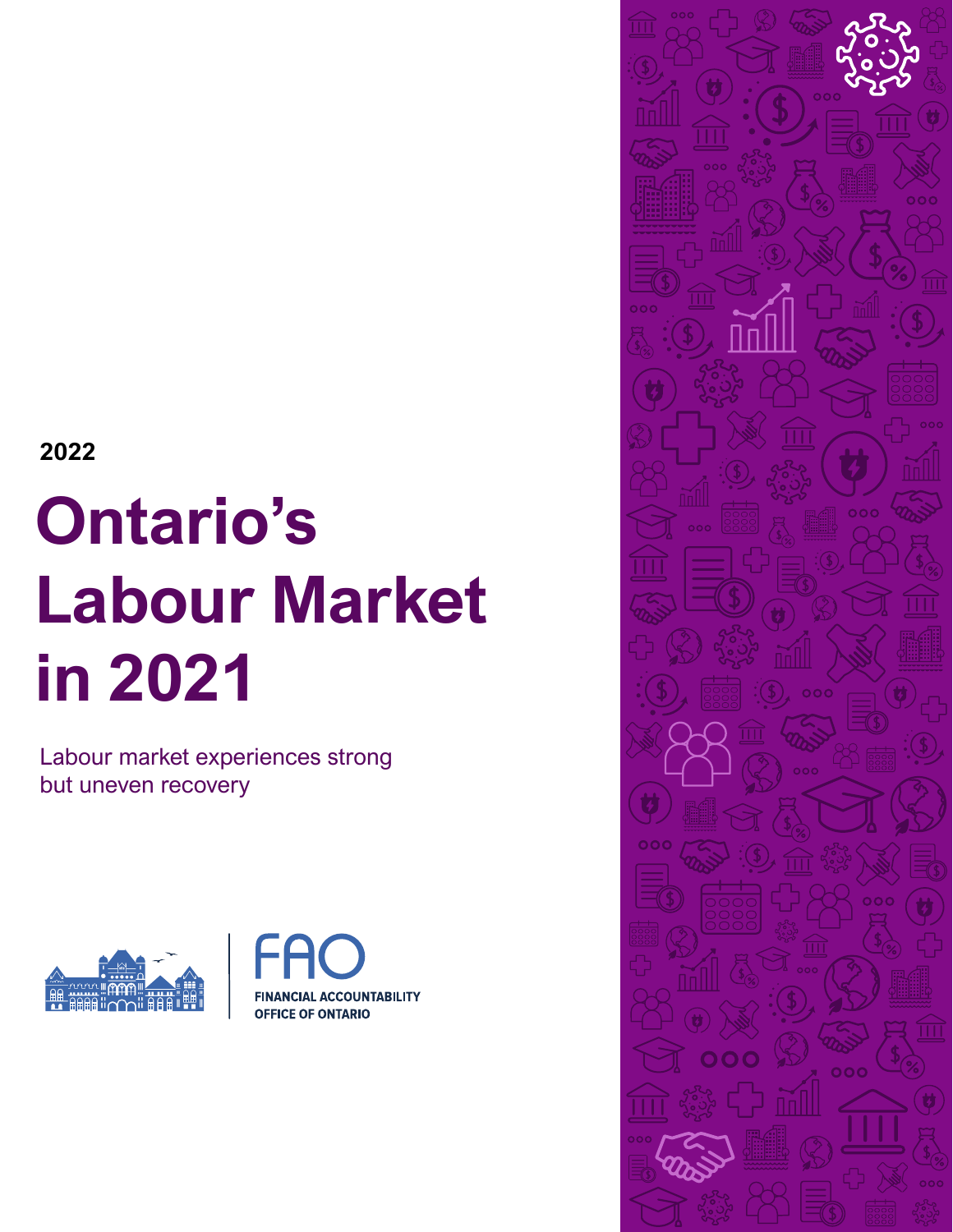2022

# Ontario's Labour Market in 2021

Labour market experiences strong but uneven recovery

FAO

FINANCIAL ACCOUNTABILITY OFFICE OF ONTARIO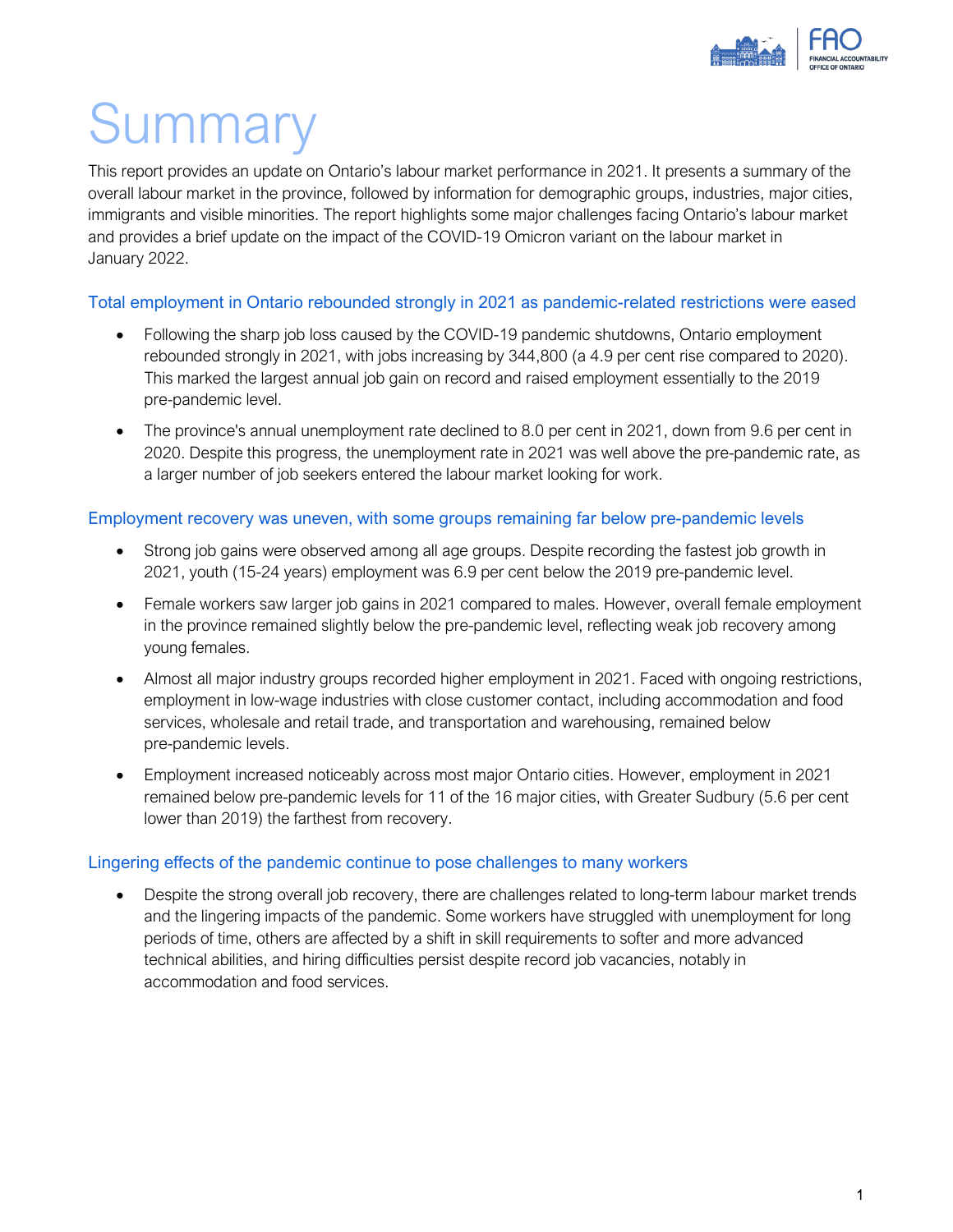# Summary

This report provides an update on Ontario's labour market performance in 2021. It presents a summary of the overall labour market in the province, followed by information for demographic groups, industries, major cities, immigrants and visible minorities. The report highlights some major challenges facing Ontario's labour market and provides a brief update on the impact of the COVID-19 Omicron variant on the labour market in January 2022.

## Total employment in Ontario rebounded strongly in 2021 as pandemic-related restrictions were eased

- Following the sharp job loss caused by the COVID-19 pandemic shutdowns, Ontario employment rebounded strongly in 2021, with jobs increasing by 344,800 (a 4.9 per cent rise compared to 2020). This marked the largest annual job gain on record and raised employment essentially to the 2019 pre-pandemic level.
- The province's annual unemployment rate declined to 8.0 per cent in 2021, down from 9.6 per cent in 2020. Despite this progress, the unemployment rate in 2021 was well above the pre-pandemic rate, as a larger number of job seekers entered the labour market looking for work.

## Employment recovery was uneven, with some groups remaining far below pre-pandemic levels

- Strong job gains were observed among all age groups. Despite recording the fastest job growth in 2021, youth (15-24 years) employment was 6.9 per cent below the 2019 pre-pandemic level.
- Female workers saw larger job gains in 2021 compared to males. However, overall female employment in the province remained slightly below the pre-pandemic level, reflecting weak job recovery among young females.
- Almost all major industry groups recorded higher employment in 2021. Faced with ongoing restrictions, employment in low-wage industries with close customer contact, including accommodation and food services, wholesale and retail trade, and transportation and warehousing, remained below pre-pandemic levels.
- Employment increased noticeably across most major Ontario cities. However, employment in 2021 remained below pre-pandemic levels for 11 of the 16 major cities, with Greater Sudbury (5.6 per cent lower than 2019) the farthest from recovery.

## Lingering effects of the pandemic continue to pose challenges to many workers

- Despite the strong overall job recovery, there are challenges related to long-term labour market trends and the lingering impacts of the pandemic. Some workers have struggled with unemployment for long periods of time, others are affected by a shift in skill requirements to softer and more advanced technical abilities, and hiring difficulties persist despite record job vacancies, notably in accommodation and food services.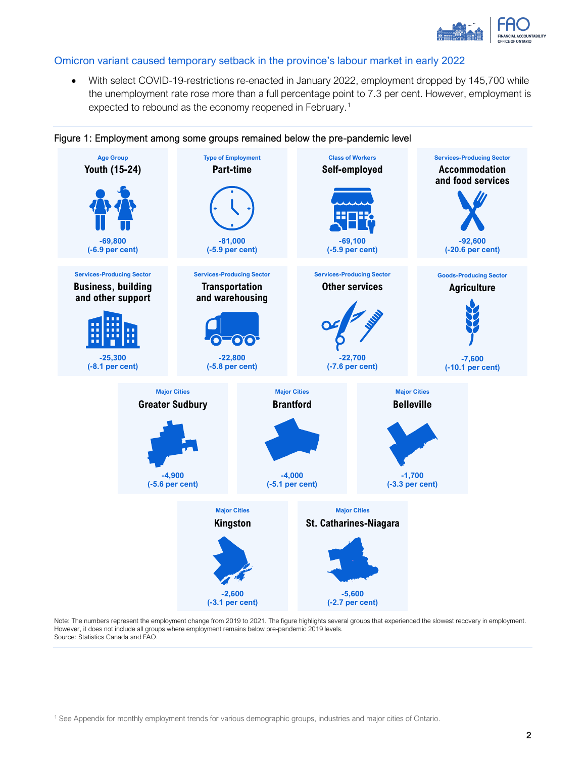## Omicron variant caused temporary setback in the province's labour market in early 2022

- With select COVID-19-restrictions re-enacted in January 2022, employment dropped by 145,700 while the unemployment rate rose more than a full percentage point to 7.3 per cent. However, employment is expected to rebound as the economy reopened in February.[1]

Figure 1: Employment among some groups remained below the pre-pandemic level

| Category | Group | Employment change | Per cent change |
|---|---|---|---|
| Age Group | Youth (15-24) | -69,800 | -6.9 per cent |
| Type of Employment | Part-time | -81,000 | -5.9 per cent |
| Class of Workers | Self-employed | -69,100 | -5.9 per cent |
| Services-Producing Sector | Accommodation and food services | -92,600 | -20.6 per cent |
| Services-Producing Sector | Business, building and other support | -25,300 | -8.1 per cent |
| Services-Producing Sector | Transportation and warehousing | -22,800 | -5.8 per cent |
| Services-Producing Sector | Other services | -22,700 | -7.6 per cent |
| Goods-Producing Sector | Agriculture | -7,600 | -10.1 per cent |
| Major Cities | Greater Sudbury | -4,900 | -5.6 per cent |
| Major Cities | Brantford | -4,000 | -5.1 per cent |
| Major Cities | Belleville | -1,700 | -3.3 per cent |
| Major Cities | Kingston | -2,600 | -3.1 per cent |
| Major Cities | St. Catharines-Niagara | -5,600 | -2.7 per cent |

Note: The numbers represent the employment change from 2019 to 2021. The figure highlights several groups that experienced the slowest recovery in employment. However, it does not include all groups where employment remains below pre-pandemic 2019 levels.
Source: Statistics Canada and FAO.

[1] See Appendix for monthly employment trends for various demographic groups, industries and major cities of Ontario.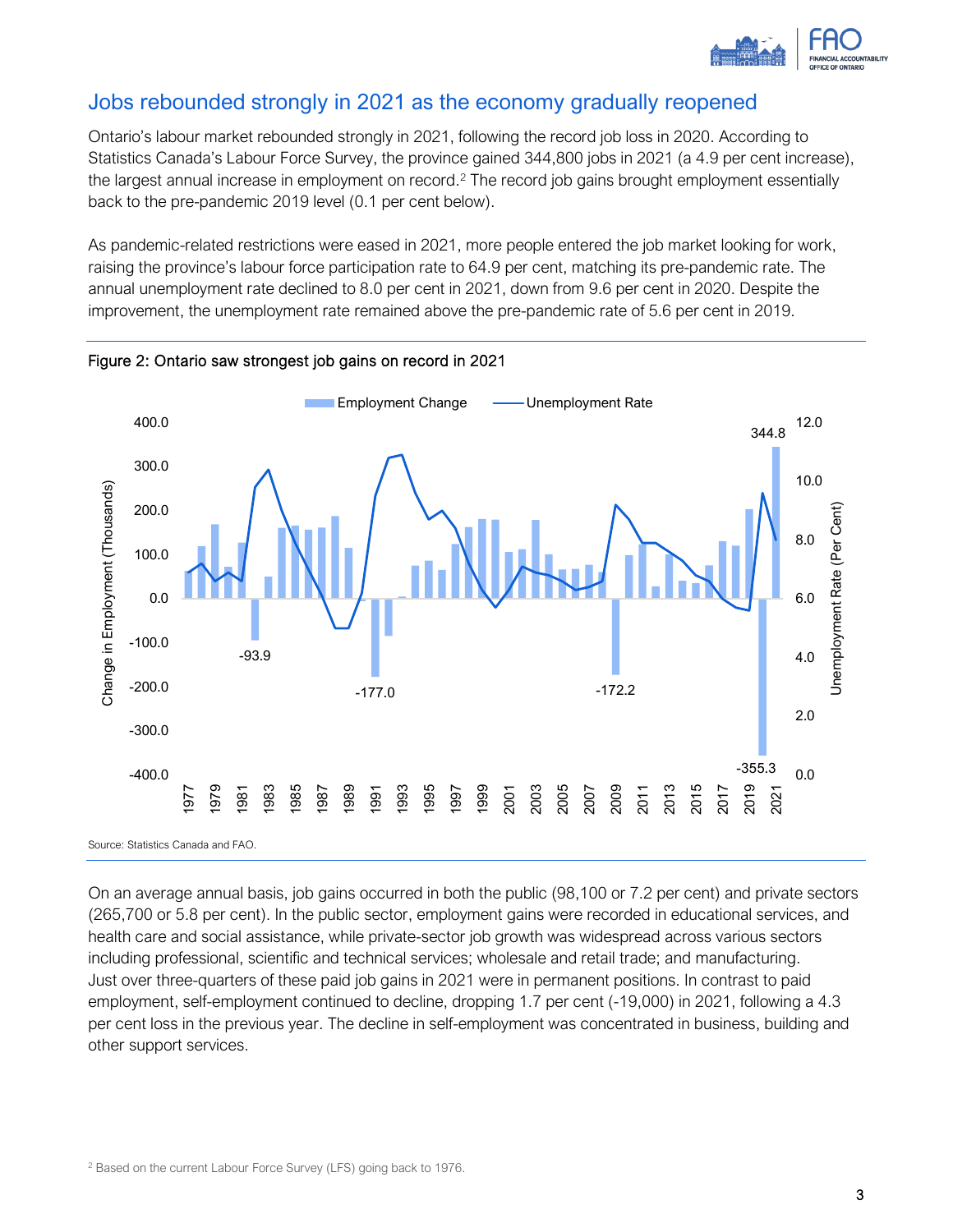## Jobs rebounded strongly in 2021 as the economy gradually reopened

Ontario's labour market rebounded strongly in 2021, following the record job loss in 2020. According to Statistics Canada's Labour Force Survey, the province gained 344,800 jobs in 2021 (a 4.9 per cent increase), the largest annual increase in employment on record.[2] The record job gains brought employment essentially back to the pre-pandemic 2019 level (0.1 per cent below).

As pandemic-related restrictions were eased in 2021, more people entered the job market looking for work, raising the province's labour force participation rate to 64.9 per cent, matching its pre-pandemic rate. The annual unemployment rate declined to 8.0 per cent in 2021, down from 9.6 per cent in 2020. Despite the improvement, the unemployment rate remained above the pre-pandemic rate of 5.6 per cent in 2019.

Figure 2: Ontario saw strongest job gains on record in 2021

Source: Statistics Canada and FAO.

On an average annual basis, job gains occurred in both the public (98,100 or 7.2 per cent) and private sectors (265,700 or 5.8 per cent). In the public sector, employment gains were recorded in educational services, and health care and social assistance, while private-sector job growth was widespread across various sectors including professional, scientific and technical services; wholesale and retail trade; and manufacturing. Just over three-quarters of these paid job gains in 2021 were in permanent positions. In contrast to paid employment, self-employment continued to decline, dropping 1.7 per cent (-19,000) in 2021, following a 4.3 per cent loss in the previous year. The decline in self-employment was concentrated in business, building and other support services.

[2] Based on the current Labour Force Survey (LFS) going back to 1976.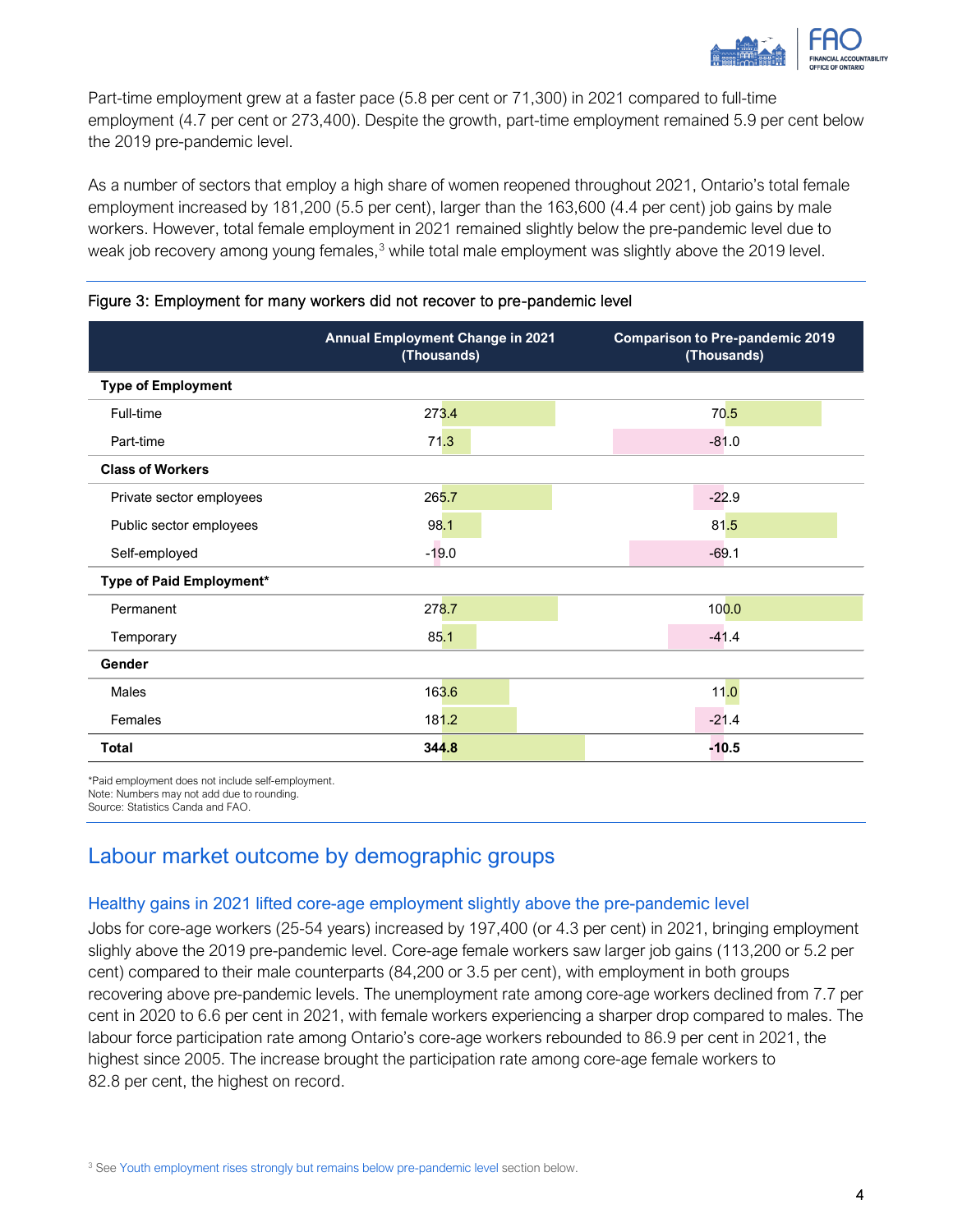Part-time employment grew at a faster pace (5.8 per cent or 71,300) in 2021 compared to full-time employment (4.7 per cent or 273,400). Despite the growth, part-time employment remained 5.9 per cent below the 2019 pre-pandemic level.

As a number of sectors that employ a high share of women reopened throughout 2021, Ontario's total female employment increased by 181,200 (5.5 per cent), larger than the 163,600 (4.4 per cent) job gains by male workers. However, total female employment in 2021 remained slightly below the pre-pandemic level due to weak job recovery among young females,[3] while total male employment was slightly above the 2019 level.

Figure 3: Employment for many workers did not recover to pre-pandemic level

| | Annual Employment Change in 2021 (Thousands) | Comparison to Pre-pandemic 2019 (Thousands) |
|---|---|---|
| **Type of Employment** | | |
| Full-time | 273.4 | 70.5 |
| Part-time | 71.3 | -81.0 |
| **Class of Workers** | | |
| Private sector employees | 265.7 | -22.9 |
| Public sector employees | 98.1 | 81.5 |
| Self-employed | -19.0 | -69.1 |
| **Type of Paid Employment*** | | |
| Permanent | 278.7 | 100.0 |
| Temporary | 85.1 | -41.4 |
| **Gender** | | |
| Males | 163.6 | 11.0 |
| Females | 181.2 | -21.4 |
| **Total** | **344.8** | **-10.5** |

*Paid employment does not include self-employment.
Note: Numbers may not add due to rounding.
Source: Statistics Canda and FAO.

## Labour market outcome by demographic groups

### Healthy gains in 2021 lifted core-age employment slightly above the pre-pandemic level

Jobs for core-age workers (25-54 years) increased by 197,400 (or 4.3 per cent) in 2021, bringing employment slighly above the 2019 pre-pandemic level. Core-age female workers saw larger job gains (113,200 or 5.2 per cent) compared to their male counterparts (84,200 or 3.5 per cent), with employment in both groups recovering above pre-pandemic levels. The unemployment rate among core-age workers declined from 7.7 per cent in 2020 to 6.6 per cent in 2021, with female workers experiencing a sharper drop compared to males. The labour force participation rate among Ontario's core-age workers rebounded to 86.9 per cent in 2021, the highest since 2005. The increase brought the participation rate among core-age female workers to 82.8 per cent, the highest on record.

[3] See Youth employment rises strongly but remains below pre-pandemic level section below.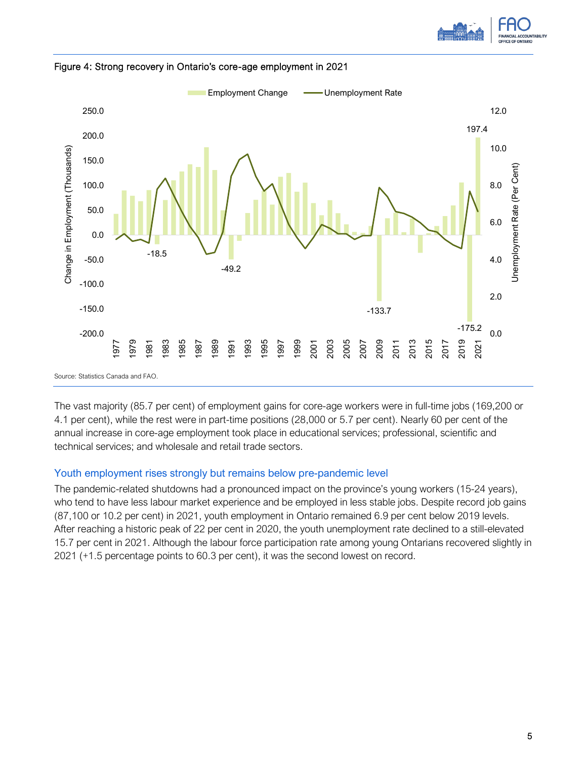Figure 4: Strong recovery in Ontario's core-age employment in 2021

Source: Statistics Canada and FAO.

The vast majority (85.7 per cent) of employment gains for core-age workers were in full-time jobs (169,200 or 4.1 per cent), while the rest were in part-time positions (28,000 or 5.7 per cent). Nearly 60 per cent of the annual increase in core-age employment took place in educational services; professional, scientific and technical services; and wholesale and retail trade sectors.

## Youth employment rises strongly but remains below pre-pandemic level

The pandemic-related shutdowns had a pronounced impact on the province's young workers (15-24 years), who tend to have less labour market experience and be employed in less stable jobs. Despite record job gains (87,100 or 10.2 per cent) in 2021, youth employment in Ontario remained 6.9 per cent below 2019 levels. After reaching a historic peak of 22 per cent in 2020, the youth unemployment rate declined to a still-elevated 15.7 per cent in 2021. Although the labour force participation rate among young Ontarians recovered slightly in 2021 (+1.5 percentage points to 60.3 per cent), it was the second lowest on record.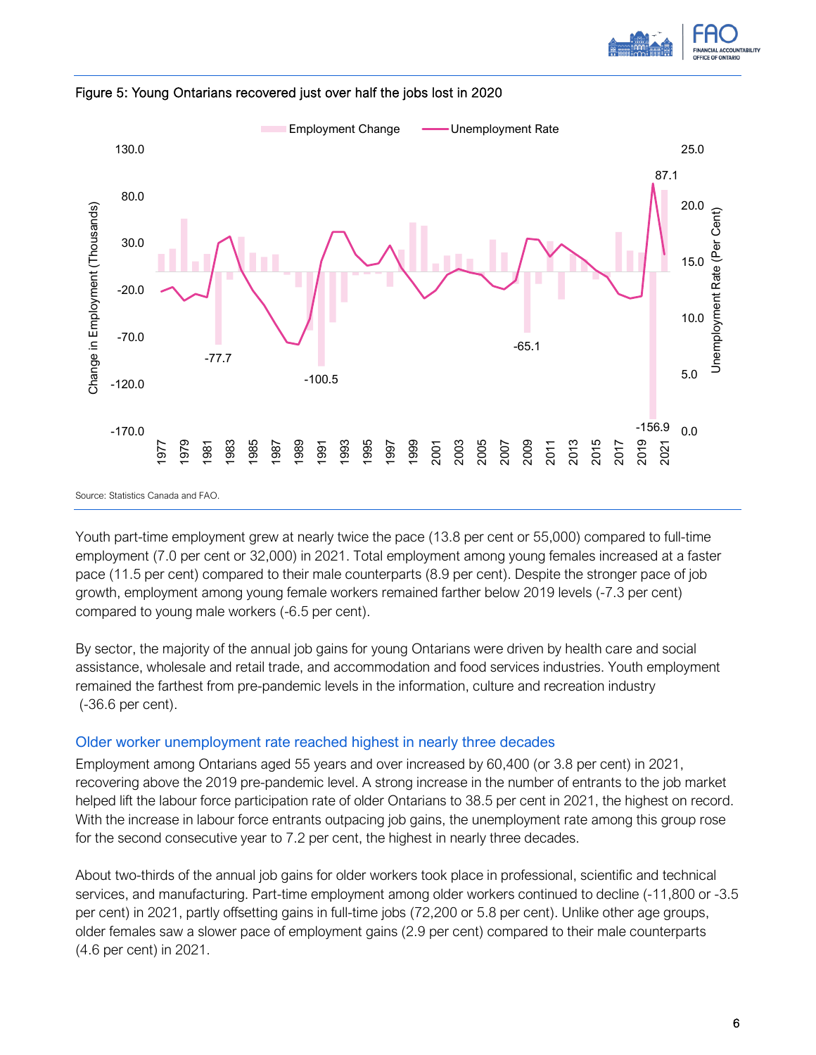Figure 5: Young Ontarians recovered just over half the jobs lost in 2020

Source: Statistics Canada and FAO.

Youth part-time employment grew at nearly twice the pace (13.8 per cent or 55,000) compared to full-time employment (7.0 per cent or 32,000) in 2021. Total employment among young females increased at a faster pace (11.5 per cent) compared to their male counterparts (8.9 per cent). Despite the stronger pace of job growth, employment among young female workers remained farther below 2019 levels (-7.3 per cent) compared to young male workers (-6.5 per cent).

By sector, the majority of the annual job gains for young Ontarians were driven by health care and social assistance, wholesale and retail trade, and accommodation and food services industries. Youth employment remained the farthest from pre-pandemic levels in the information, culture and recreation industry (-36.6 per cent).

## Older worker unemployment rate reached highest in nearly three decades

Employment among Ontarians aged 55 years and over increased by 60,400 (or 3.8 per cent) in 2021, recovering above the 2019 pre-pandemic level. A strong increase in the number of entrants to the job market helped lift the labour force participation rate of older Ontarians to 38.5 per cent in 2021, the highest on record. With the increase in labour force entrants outpacing job gains, the unemployment rate among this group rose for the second consecutive year to 7.2 per cent, the highest in nearly three decades.

About two-thirds of the annual job gains for older workers took place in professional, scientific and technical services, and manufacturing. Part-time employment among older workers continued to decline (-11,800 or -3.5 per cent) in 2021, partly offsetting gains in full-time jobs (72,200 or 5.8 per cent). Unlike other age groups, older females saw a slower pace of employment gains (2.9 per cent) compared to their male counterparts (4.6 per cent) in 2021.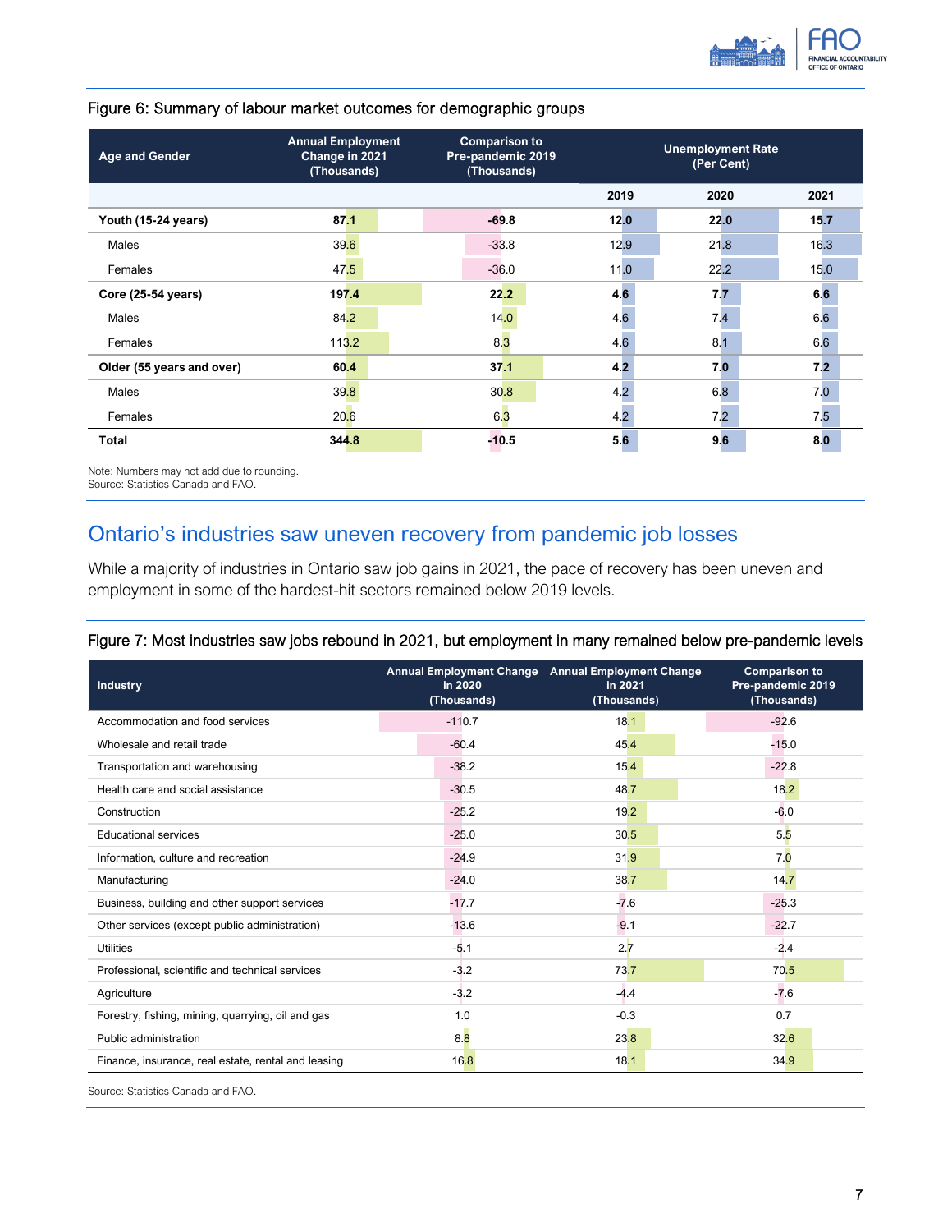Figure 6: Summary of labour market outcomes for demographic groups

| Age and Gender | Annual Employment Change in 2021 (Thousands) | Comparison to Pre-pandemic 2019 (Thousands) | Unemployment Rate (Per Cent) | | |
|---|---|---|---|---|---|
| | | | 2019 | 2020 | 2021 |
| **Youth (15-24 years)** | **87.1** | **-69.8** | **12.0** | **22.0** | **15.7** |
| Males | 39.6 | -33.8 | 12.9 | 21.8 | 16.3 |
| Females | 47.5 | -36.0 | 11.0 | 22.2 | 15.0 |
| **Core (25-54 years)** | **197.4** | **22.2** | **4.6** | **7.7** | **6.6** |
| Males | 84.2 | 14.0 | 4.6 | 7.4 | 6.6 |
| Females | 113.2 | 8.3 | 4.6 | 8.1 | 6.6 |
| **Older (55 years and over)** | **60.4** | **37.1** | **4.2** | **7.0** | **7.2** |
| Males | 39.8 | 30.8 | 4.2 | 6.8 | 7.0 |
| Females | 20.6 | 6.3 | 4.2 | 7.2 | 7.5 |
| **Total** | **344.8** | **-10.5** | **5.6** | **9.6** | **8.0** |

Note: Numbers may not add due to rounding.
Source: Statistics Canada and FAO.

## Ontario's industries saw uneven recovery from pandemic job losses

While a majority of industries in Ontario saw job gains in 2021, the pace of recovery has been uneven and employment in some of the hardest-hit sectors remained below 2019 levels.

Figure 7: Most industries saw jobs rebound in 2021, but employment in many remained below pre-pandemic levels

| Industry | Annual Employment Change in 2020 (Thousands) | Annual Employment Change in 2021 (Thousands) | Comparison to Pre-pandemic 2019 (Thousands) |
|---|---|---|---|
| Accommodation and food services | -110.7 | 18.1 | -92.6 |
| Wholesale and retail trade | -60.4 | 45.4 | -15.0 |
| Transportation and warehousing | -38.2 | 15.4 | -22.8 |
| Health care and social assistance | -30.5 | 48.7 | 18.2 |
| Construction | -25.2 | 19.2 | -6.0 |
| Educational services | -25.0 | 30.5 | 5.5 |
| Information, culture and recreation | -24.9 | 31.9 | 7.0 |
| Manufacturing | -24.0 | 38.7 | 14.7 |
| Business, building and other support services | -17.7 | -7.6 | -25.3 |
| Other services (except public administration) | -13.6 | -9.1 | -22.7 |
| Utilities | -5.1 | 2.7 | -2.4 |
| Professional, scientific and technical services | -3.2 | 73.7 | 70.5 |
| Agriculture | -3.2 | -4.4 | -7.6 |
| Forestry, fishing, mining, quarrying, oil and gas | 1.0 | -0.3 | 0.7 |
| Public administration | 8.8 | 23.8 | 32.6 |
| Finance, insurance, real estate, rental and leasing | 16.8 | 18.1 | 34.9 |

Source: Statistics Canada and FAO.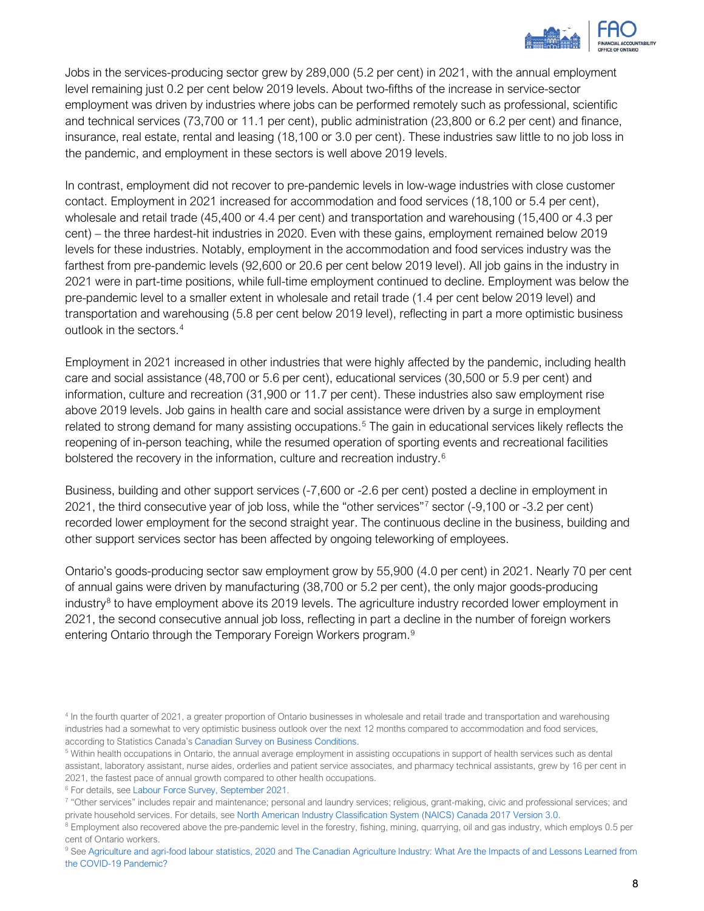Jobs in the services-producing sector grew by 289,000 (5.2 per cent) in 2021, with the annual employment level remaining just 0.2 per cent below 2019 levels. About two-fifths of the increase in service-sector employment was driven by industries where jobs can be performed remotely such as professional, scientific and technical services (73,700 or 11.1 per cent), public administration (23,800 or 6.2 per cent) and finance, insurance, real estate, rental and leasing (18,100 or 3.0 per cent). These industries saw little to no job loss in the pandemic, and employment in these sectors is well above 2019 levels.

In contrast, employment did not recover to pre-pandemic levels in low-wage industries with close customer contact. Employment in 2021 increased for accommodation and food services (18,100 or 5.4 per cent), wholesale and retail trade (45,400 or 4.4 per cent) and transportation and warehousing (15,400 or 4.3 per cent) – the three hardest-hit industries in 2020. Even with these gains, employment remained below 2019 levels for these industries. Notably, employment in the accommodation and food services industry was the farthest from pre-pandemic levels (92,600 or 20.6 per cent below 2019 level). All job gains in the industry in 2021 were in part-time positions, while full-time employment continued to decline. Employment was below the pre-pandemic level to a smaller extent in wholesale and retail trade (1.4 per cent below 2019 level) and transportation and warehousing (5.8 per cent below 2019 level), reflecting in part a more optimistic business outlook in the sectors.[4]

Employment in 2021 increased in other industries that were highly affected by the pandemic, including health care and social assistance (48,700 or 5.6 per cent), educational services (30,500 or 5.9 per cent) and information, culture and recreation (31,900 or 11.7 per cent). These industries also saw employment rise above 2019 levels. Job gains in health care and social assistance were driven by a surge in employment related to strong demand for many assisting occupations.[5] The gain in educational services likely reflects the reopening of in-person teaching, while the resumed operation of sporting events and recreational facilities bolstered the recovery in the information, culture and recreation industry.[6]

Business, building and other support services (-7,600 or -2.6 per cent) posted a decline in employment in 2021, the third consecutive year of job loss, while the "other services"[7] sector (-9,100 or -3.2 per cent) recorded lower employment for the second straight year. The continuous decline in the business, building and other support services sector has been affected by ongoing teleworking of employees.

Ontario's goods-producing sector saw employment grow by 55,900 (4.0 per cent) in 2021. Nearly 70 per cent of annual gains were driven by manufacturing (38,700 or 5.2 per cent), the only major goods-producing industry[8] to have employment above its 2019 levels. The agriculture industry recorded lower employment in 2021, the second consecutive annual job loss, reflecting in part a decline in the number of foreign workers entering Ontario through the Temporary Foreign Workers program.[9]

[4] In the fourth quarter of 2021, a greater proportion of Ontario businesses in wholesale and retail trade and transportation and warehousing industries had a somewhat to very optimistic business outlook over the next 12 months compared to accommodation and food services, according to Statistics Canada's Canadian Survey on Business Conditions.

[5] Within health occupations in Ontario, the annual average employment in assisting occupations in support of health services such as dental assistant, laboratory assistant, nurse aides, orderlies and patient service associates, and pharmacy technical assistants, grew by 16 per cent in 2021, the fastest pace of annual growth compared to other health occupations.

[6] For details, see Labour Force Survey, September 2021.

[7] "Other services" includes repair and maintenance; personal and laundry services; religious, grant-making, civic and professional services; and private household services. For details, see North American Industry Classification System (NAICS) Canada 2017 Version 3.0.

[8] Employment also recovered above the pre-pandemic level in the forestry, fishing, mining, quarrying, oil and gas industry, which employs 0.5 per cent of Ontario workers.

[9] See Agriculture and agri-food labour statistics, 2020 and The Canadian Agriculture Industry: What Are the Impacts of and Lessons Learned from the COVID-19 Pandemic?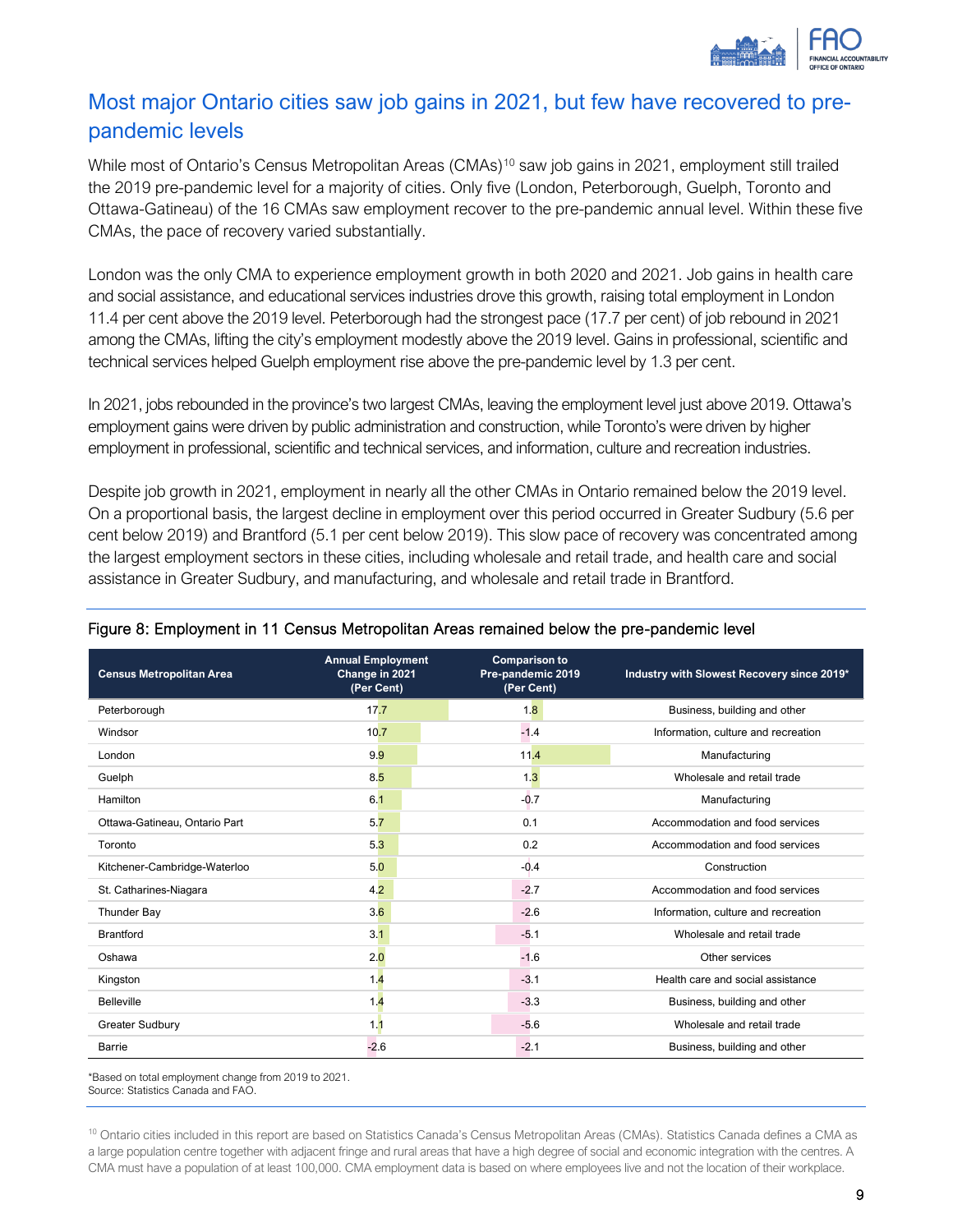## Most major Ontario cities saw job gains in 2021, but few have recovered to pre-pandemic levels

While most of Ontario's Census Metropolitan Areas (CMAs)[10] saw job gains in 2021, employment still trailed the 2019 pre-pandemic level for a majority of cities. Only five (London, Peterborough, Guelph, Toronto and Ottawa-Gatineau) of the 16 CMAs saw employment recover to the pre-pandemic annual level. Within these five CMAs, the pace of recovery varied substantially.

London was the only CMA to experience employment growth in both 2020 and 2021. Job gains in health care and social assistance, and educational services industries drove this growth, raising total employment in London 11.4 per cent above the 2019 level. Peterborough had the strongest pace (17.7 per cent) of job rebound in 2021 among the CMAs, lifting the city's employment modestly above the 2019 level. Gains in professional, scientific and technical services helped Guelph employment rise above the pre-pandemic level by 1.3 per cent.

In 2021, jobs rebounded in the province's two largest CMAs, leaving the employment level just above 2019. Ottawa's employment gains were driven by public administration and construction, while Toronto's were driven by higher employment in professional, scientific and technical services, and information, culture and recreation industries.

Despite job growth in 2021, employment in nearly all the other CMAs in Ontario remained below the 2019 level. On a proportional basis, the largest decline in employment over this period occurred in Greater Sudbury (5.6 per cent below 2019) and Brantford (5.1 per cent below 2019). This slow pace of recovery was concentrated among the largest employment sectors in these cities, including wholesale and retail trade, and health care and social assistance in Greater Sudbury, and manufacturing, and wholesale and retail trade in Brantford.

Figure 8: Employment in 11 Census Metropolitan Areas remained below the pre-pandemic level

| Census Metropolitan Area | Annual Employment Change in 2021 (Per Cent) | Comparison to Pre-pandemic 2019 (Per Cent) | Industry with Slowest Recovery since 2019* |
|---|---|---|---|
| Peterborough | 17.7 | 1.8 | Business, building and other |
| Windsor | 10.7 | -1.4 | Information, culture and recreation |
| London | 9.9 | 11.4 | Manufacturing |
| Guelph | 8.5 | 1.3 | Wholesale and retail trade |
| Hamilton | 6.1 | -0.7 | Manufacturing |
| Ottawa-Gatineau, Ontario Part | 5.7 | 0.1 | Accommodation and food services |
| Toronto | 5.3 | 0.2 | Accommodation and food services |
| Kitchener-Cambridge-Waterloo | 5.0 | -0.4 | Construction |
| St. Catharines-Niagara | 4.2 | -2.7 | Accommodation and food services |
| Thunder Bay | 3.6 | -2.6 | Information, culture and recreation |
| Brantford | 3.1 | -5.1 | Wholesale and retail trade |
| Oshawa | 2.0 | -1.6 | Other services |
| Kingston | 1.4 | -3.1 | Health care and social assistance |
| Belleville | 1.4 | -3.3 | Business, building and other |
| Greater Sudbury | 1.1 | -5.6 | Wholesale and retail trade |
| Barrie | -2.6 | -2.1 | Business, building and other |

*Based on total employment change from 2019 to 2021.
Source: Statistics Canada and FAO.

[10] Ontario cities included in this report are based on Statistics Canada's Census Metropolitan Areas (CMAs). Statistics Canada defines a CMA as a large population centre together with adjacent fringe and rural areas that have a high degree of social and economic integration with the centres. A CMA must have a population of at least 100,000. CMA employment data is based on where employees live and not the location of their workplace.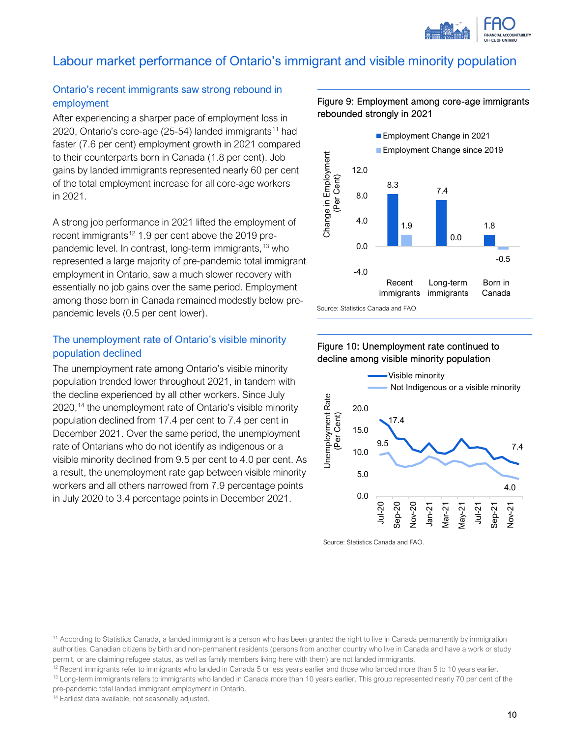## Labour market performance of Ontario's immigrant and visible minority population

### Ontario's recent immigrants saw strong rebound in employment

After experiencing a sharper pace of employment loss in 2020, Ontario's core-age (25-54) landed immigrants[11] had faster (7.6 per cent) employment growth in 2021 compared to their counterparts born in Canada (1.8 per cent). Job gains by landed immigrants represented nearly 60 per cent of the total employment increase for all core-age workers in 2021.

A strong job performance in 2021 lifted the employment of recent immigrants[12] 1.9 per cent above the 2019 pre-pandemic level. In contrast, long-term immigrants,[13] who represented a large majority of pre-pandemic total immigrant employment in Ontario, saw a much slower recovery with essentially no job gains over the same period. Employment among those born in Canada remained modestly below pre-pandemic levels (0.5 per cent lower).

**Figure 9: Employment among core-age immigrants rebounded strongly in 2021**

| Change in Employment (Per Cent) | Employment Change in 2021 | Employment Change since 2019 |
|---|---|---|
| Recent immigrants | 8.3 | 1.9 |
| Long-term immigrants | 7.4 | 0.0 |
| Born in Canada | 1.8 | -0.5 |

Source: Statistics Canada and FAO.

### The unemployment rate of Ontario's visible minority population declined

The unemployment rate among Ontario's visible minority population trended lower throughout 2021, in tandem with the decline experienced by all other workers. Since July 2020,[14] the unemployment rate of Ontario's visible minority population declined from 17.4 per cent to 7.4 per cent in December 2021. Over the same period, the unemployment rate of Ontarians who do not identify as indigenous or a visible minority declined from 9.5 per cent to 4.0 per cent. As a result, the unemployment rate gap between visible minority workers and all others narrowed from 7.9 percentage points in July 2020 to 3.4 percentage points in December 2021.

**Figure 10: Unemployment rate continued to decline among visible minority population**

| Unemployment Rate (Per Cent) | Jul-20 | Dec-21 |
|---|---|---|
| Visible minority | 17.4 | 7.4 |
| Not Indigenous or a visible minority | 9.5 | 4.0 |

Source: Statistics Canada and FAO.

[11] According to Statistics Canada, a landed immigrant is a person who has been granted the right to live in Canada permanently by immigration authorities. Canadian citizens by birth and non-permanent residents (persons from another country who live in Canada and have a work or study permit, or are claiming refugee status, as well as family members living here with them) are not landed immigrants.

[12] Recent immigrants refer to immigrants who landed in Canada 5 or less years earlier and those who landed more than 5 to 10 years earlier.

[13] Long-term immigrants refers to immigrants who landed in Canada more than 10 years earlier. This group represented nearly 70 per cent of the pre-pandemic total landed immigrant employment in Ontario.

[14] Earliest data available, not seasonally adjusted.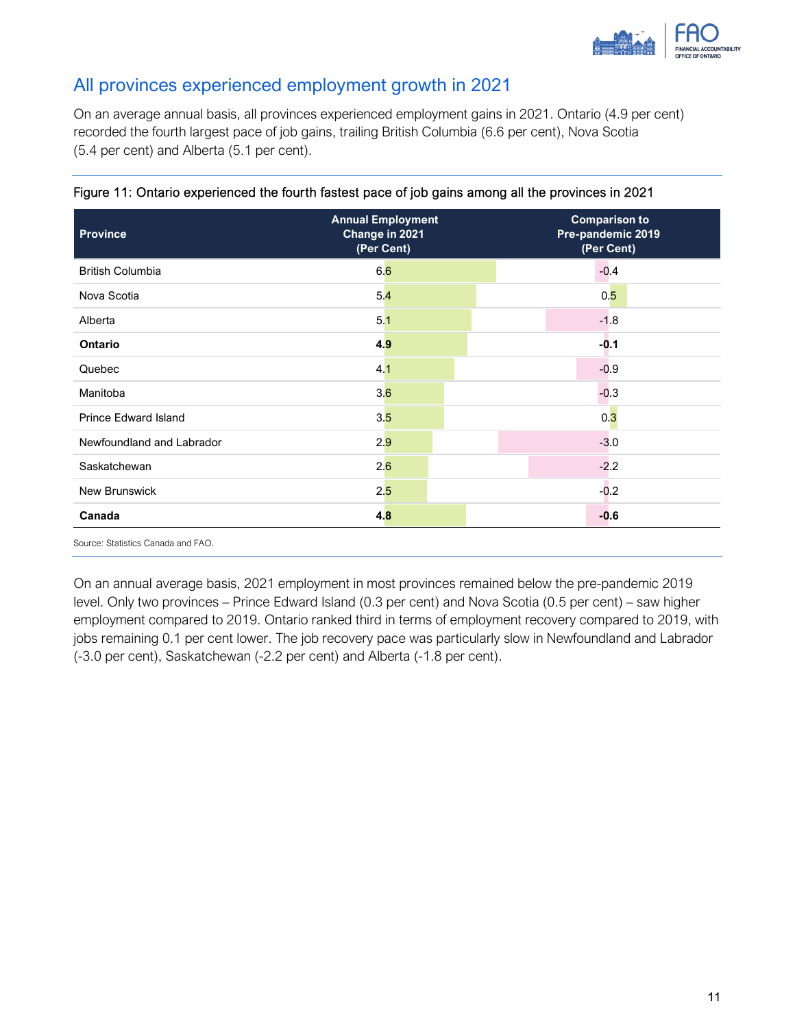## All provinces experienced employment growth in 2021

On an average annual basis, all provinces experienced employment gains in 2021. Ontario (4.9 per cent) recorded the fourth largest pace of job gains, trailing British Columbia (6.6 per cent), Nova Scotia (5.4 per cent) and Alberta (5.1 per cent).

Figure 11: Ontario experienced the fourth fastest pace of job gains among all the provinces in 2021

| Province | Annual Employment Change in 2021 (Per Cent) | Comparison to Pre-pandemic 2019 (Per Cent) |
|---|---|---|
| British Columbia | 6.6 | -0.4 |
| Nova Scotia | 5.4 | 0.5 |
| Alberta | 5.1 | -1.8 |
| **Ontario** | **4.9** | **-0.1** |
| Quebec | 4.1 | -0.9 |
| Manitoba | 3.6 | -0.3 |
| Prince Edward Island | 3.5 | 0.3 |
| Newfoundland and Labrador | 2.9 | -3.0 |
| Saskatchewan | 2.6 | -2.2 |
| New Brunswick | 2.5 | -0.2 |
| **Canada** | **4.8** | **-0.6** |

Source: Statistics Canada and FAO.

On an annual average basis, 2021 employment in most provinces remained below the pre-pandemic 2019 level. Only two provinces – Prince Edward Island (0.3 per cent) and Nova Scotia (0.5 per cent) – saw higher employment compared to 2019. Ontario ranked third in terms of employment recovery compared to 2019, with jobs remaining 0.1 per cent lower. The job recovery pace was particularly slow in Newfoundland and Labrador (-3.0 per cent), Saskatchewan (-2.2 per cent) and Alberta (-1.8 per cent).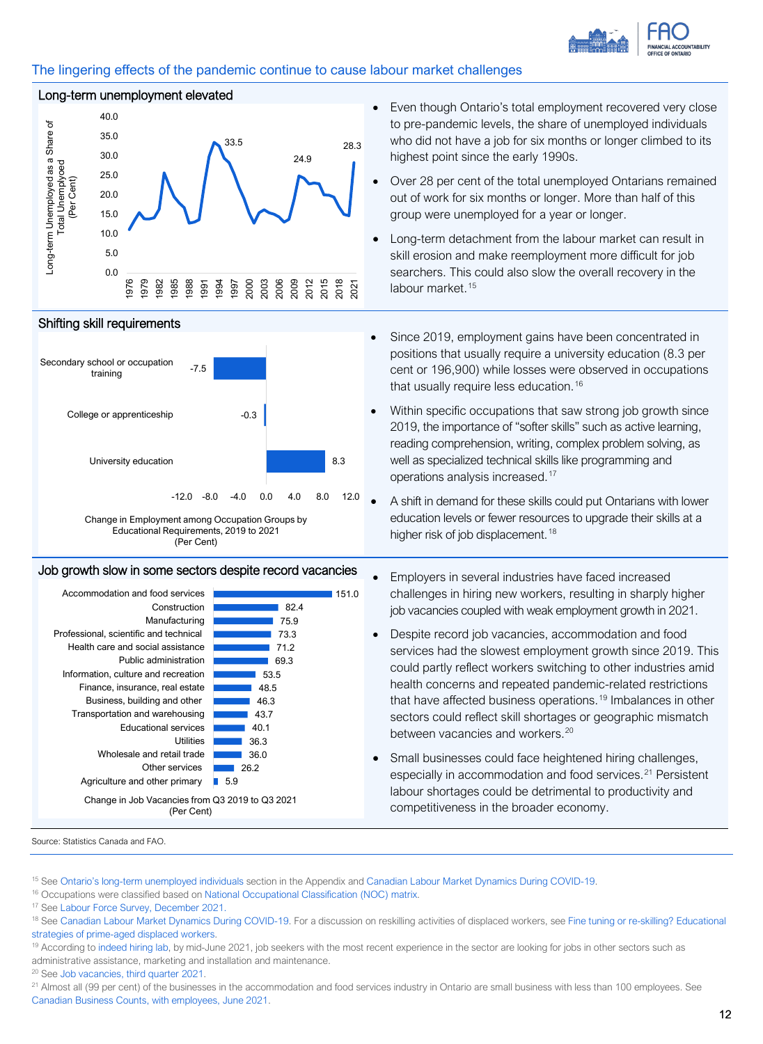## The lingering effects of the pandemic continue to cause labour market challenges

### Long-term unemployment elevated

- Even though Ontario's total employment recovered very close to pre-pandemic levels, the share of unemployed individuals who did not have a job for six months or longer climbed to its highest point since the early 1990s.
- Over 28 per cent of the total unemployed Ontarians remained out of work for six months or longer. More than half of this group were unemployed for a year or longer.
- Long-term detachment from the labour market can result in skill erosion and make reemployment more difficult for job searchers. This could also slow the overall recovery in the labour market.[15]

### Shifting skill requirements

Change in Employment among Occupation Groups by Educational Requirements, 2019 to 2021 (Per Cent)

| Occupation group | Change (%) |
| --- | --- |
| Secondary school or occupation training | -7.5 |
| College or apprenticeship | -0.3 |
| University education | 8.3 |

- Since 2019, employment gains have been concentrated in positions that usually require a university education (8.3 per cent or 196,900) while losses were observed in occupations that usually require less education.[16]
- Within specific occupations that saw strong job growth since 2019, the importance of "softer skills" such as active learning, reading comprehension, writing, complex problem solving, as well as specialized technical skills like programming and operations analysis increased.[17]
- A shift in demand for these skills could put Ontarians with lower education levels or fewer resources to upgrade their skills at a higher risk of job displacement.[18]

### Job growth slow in some sectors despite record vacancies

Change in Job Vacancies from Q3 2019 to Q3 2021 (Per Cent)

| Sector | Change (%) |
| --- | --- |
| Accommodation and food services | 151.0 |
| Construction | 82.4 |
| Manufacturing | 75.9 |
| Professional, scientific and technical | 73.3 |
| Health care and social assistance | 71.2 |
| Public administration | 69.3 |
| Information, culture and recreation | 53.5 |
| Finance, insurance, real estate | 48.5 |
| Business, building and other | 46.3 |
| Transportation and warehousing | 43.7 |
| Educational services | 40.1 |
| Utilities | 36.3 |
| Wholesale and retail trade | 36.0 |
| Other services | 26.2 |
| Agriculture and other primary | 5.9 |

- Employers in several industries have faced increased challenges in hiring new workers, resulting in sharply higher job vacancies coupled with weak employment growth in 2021.
- Despite record job vacancies, accommodation and food services had the slowest employment growth since 2019. This could partly reflect workers switching to other industries amid health concerns and repeated pandemic-related restrictions that have affected business operations.[19] Imbalances in other sectors could reflect skill shortages or geographic mismatch between vacancies and workers.[20]
- Small businesses could face heightened hiring challenges, especially in accommodation and food services.[21] Persistent labour shortages could be detrimental to productivity and competitiveness in the broader economy.

Source: Statistics Canada and FAO.

---

[15] See Ontario's long-term unemployed individuals section in the Appendix and Canadian Labour Market Dynamics During COVID-19.

[16] Occupations were classified based on National Occupational Classification (NOC) matrix.

[17] See Labour Force Survey, December 2021.

[18] See Canadian Labour Market Dynamics During COVID-19. For a discussion on reskilling activities of displaced workers, see Fine tuning or re-skilling? Educational strategies of prime-aged displaced workers.

[19] According to indeed hiring lab, by mid-June 2021, job seekers with the most recent experience in the sector are looking for jobs in other sectors such as administrative assistance, marketing and installation and maintenance.

[20] See Job vacancies, third quarter 2021.

[21] Almost all (99 per cent) of the businesses in the accommodation and food services industry in Ontario are small business with less than 100 employees. See Canadian Business Counts, with employees, June 2021.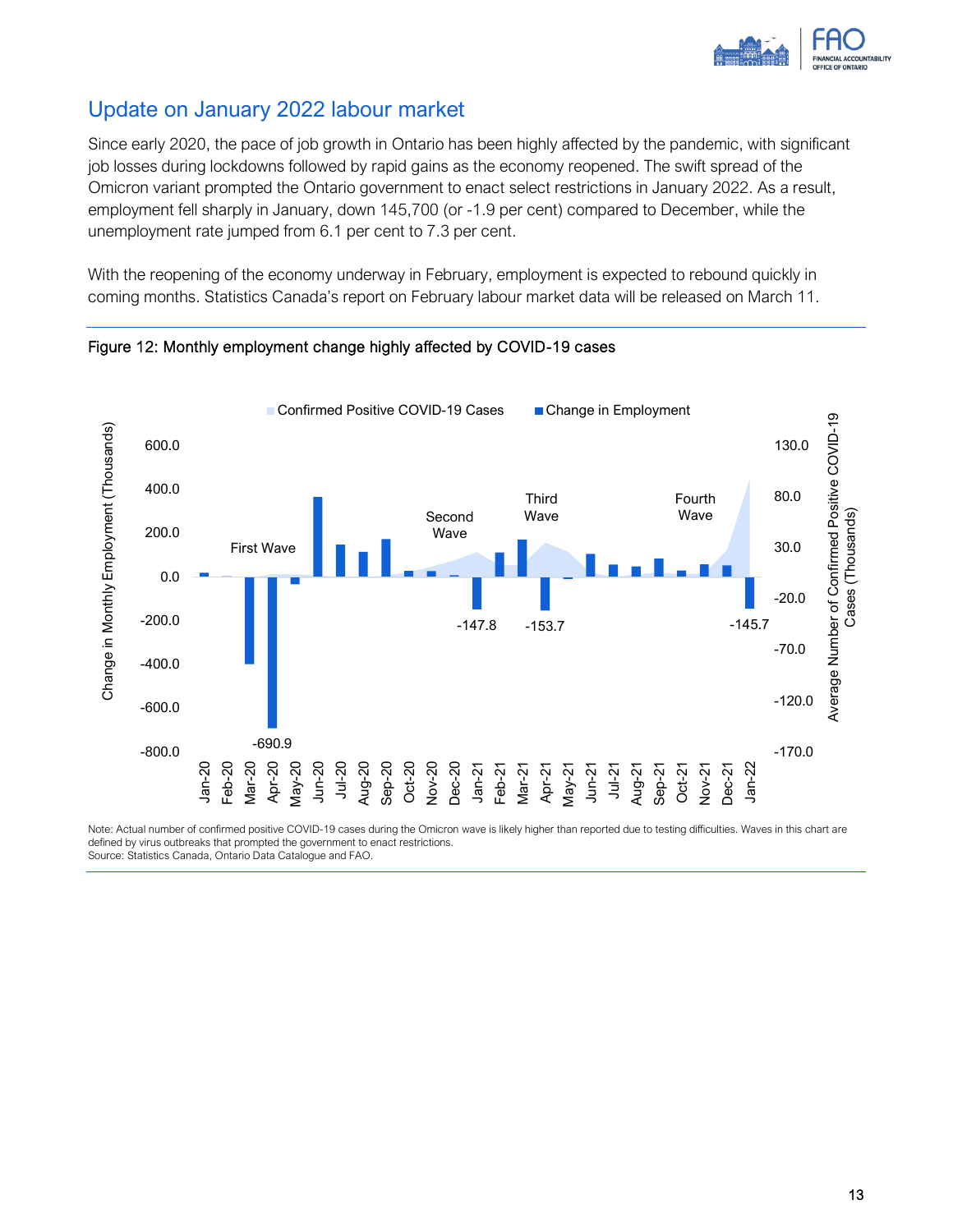## Update on January 2022 labour market

Since early 2020, the pace of job growth in Ontario has been highly affected by the pandemic, with significant job losses during lockdowns followed by rapid gains as the economy reopened. The swift spread of the Omicron variant prompted the Ontario government to enact select restrictions in January 2022. As a result, employment fell sharply in January, down 145,700 (or -1.9 per cent) compared to December, while the unemployment rate jumped from 6.1 per cent to 7.3 per cent.

With the reopening of the economy underway in February, employment is expected to rebound quickly in coming months. Statistics Canada's report on February labour market data will be released on March 11.

Figure 12: Monthly employment change highly affected by COVID-19 cases

Note: Actual number of confirmed positive COVID-19 cases during the Omicron wave is likely higher than reported due to testing difficulties. Waves in this chart are defined by virus outbreaks that prompted the government to enact restrictions.
Source: Statistics Canada, Ontario Data Catalogue and FAO.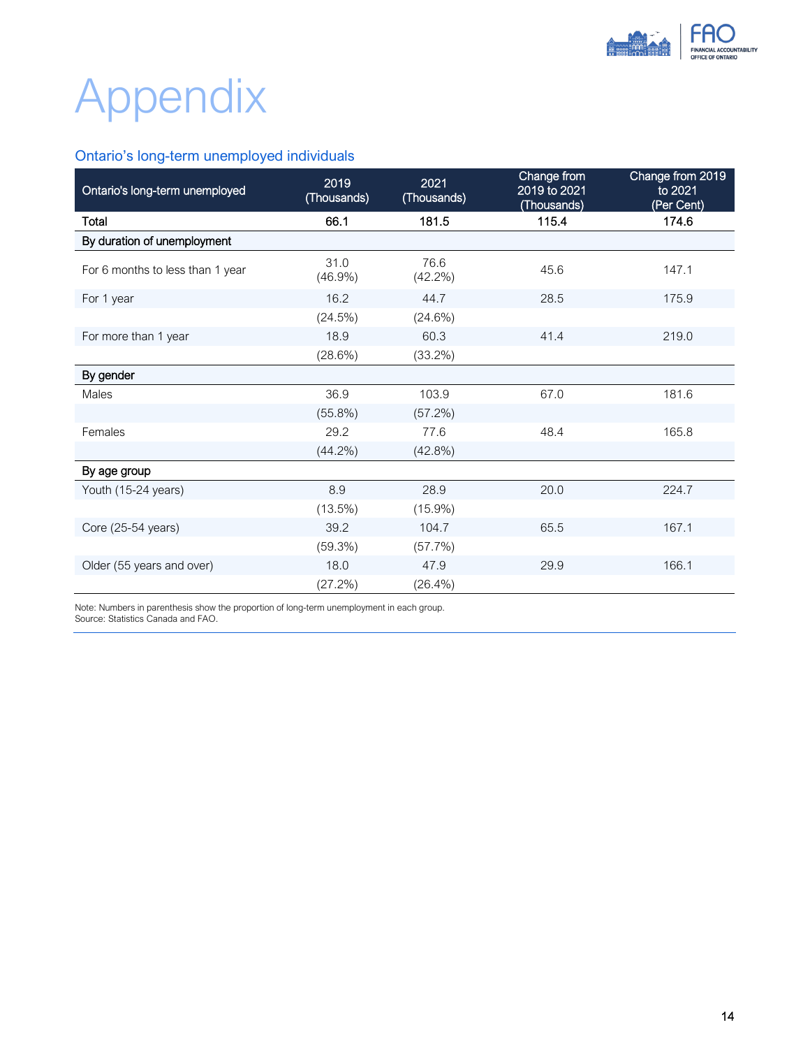# Appendix

## Ontario's long-term unemployed individuals

| Ontario's long-term unemployed | 2019 (Thousands) | 2021 (Thousands) | Change from 2019 to 2021 (Thousands) | Change from 2019 to 2021 (Per Cent) |
|---|---|---|---|---|
| **Total** | **66.1** | **181.5** | **115.4** | **174.6** |
| **By duration of unemployment** | | | | |
| For 6 months to less than 1 year | 31.0 (46.9%) | 76.6 (42.2%) | 45.6 | 147.1 |
| For 1 year | 16.2 (24.5%) | 44.7 (24.6%) | 28.5 | 175.9 |
| For more than 1 year | 18.9 (28.6%) | 60.3 (33.2%) | 41.4 | 219.0 |
| **By gender** | | | | |
| Males | 36.9 (55.8%) | 103.9 (57.2%) | 67.0 | 181.6 |
| Females | 29.2 (44.2%) | 77.6 (42.8%) | 48.4 | 165.8 |
| **By age group** | | | | |
| Youth (15-24 years) | 8.9 (13.5%) | 28.9 (15.9%) | 20.0 | 224.7 |
| Core (25-54 years) | 39.2 (59.3%) | 104.7 (57.7%) | 65.5 | 167.1 |
| Older (55 years and over) | 18.0 (27.2%) | 47.9 (26.4%) | 29.9 | 166.1 |

Note: Numbers in parenthesis show the proportion of long-term unemployment in each group.
Source: Statistics Canada and FAO.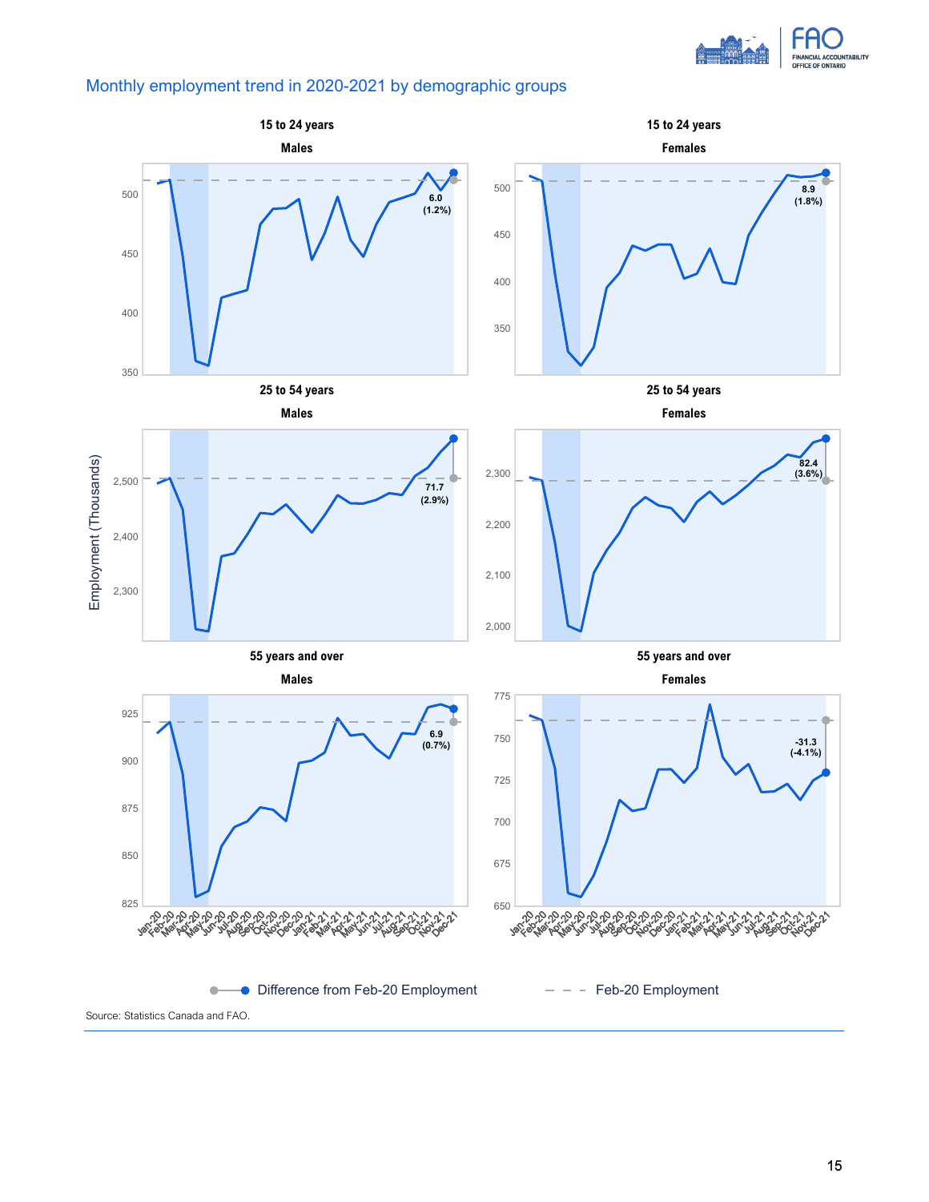## Monthly employment trend in 2020-2021 by demographic groups

**15 to 24 years — Males**: 6.0 (1.2%)

**15 to 24 years — Females**: 8.9 (1.8%)

**25 to 54 years — Males**: 71.7 (2.9%)

**25 to 54 years — Females**: 82.4 (3.6%)

**55 years and over — Males**: 6.9 (0.7%)

**55 years and over — Females**: -31.3 (-4.1%)

Employment (Thousands)

Jan-20 to Dec-21

Difference from Feb-20 Employment — Feb-20 Employment

Source: Statistics Canada and FAO.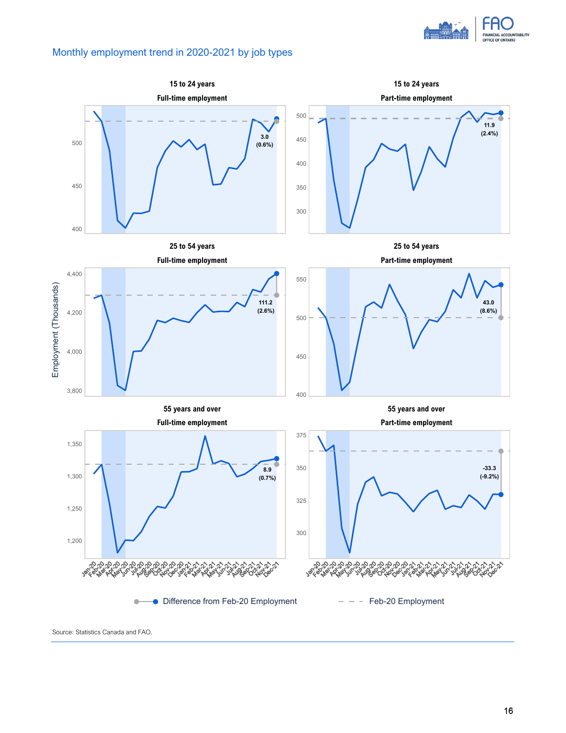## Monthly employment trend in 2020-2021 by job types

**15 to 24 years — Full-time employment**

3.0 (0.6%)

**15 to 24 years — Part-time employment**

11.9 (2.4%)

**25 to 54 years — Full-time employment**

111.2 (2.6%)

**25 to 54 years — Part-time employment**

43.0 (8.6%)

**55 years and over — Full-time employment**

8.9 (0.7%)

**55 years and over — Part-time employment**

-33.3 (-9.2%)

Employment (Thousands)

Jan-20 to Dec-21

Difference from Feb-20 Employment — Feb-20 Employment

Source: Statistics Canada and FAO.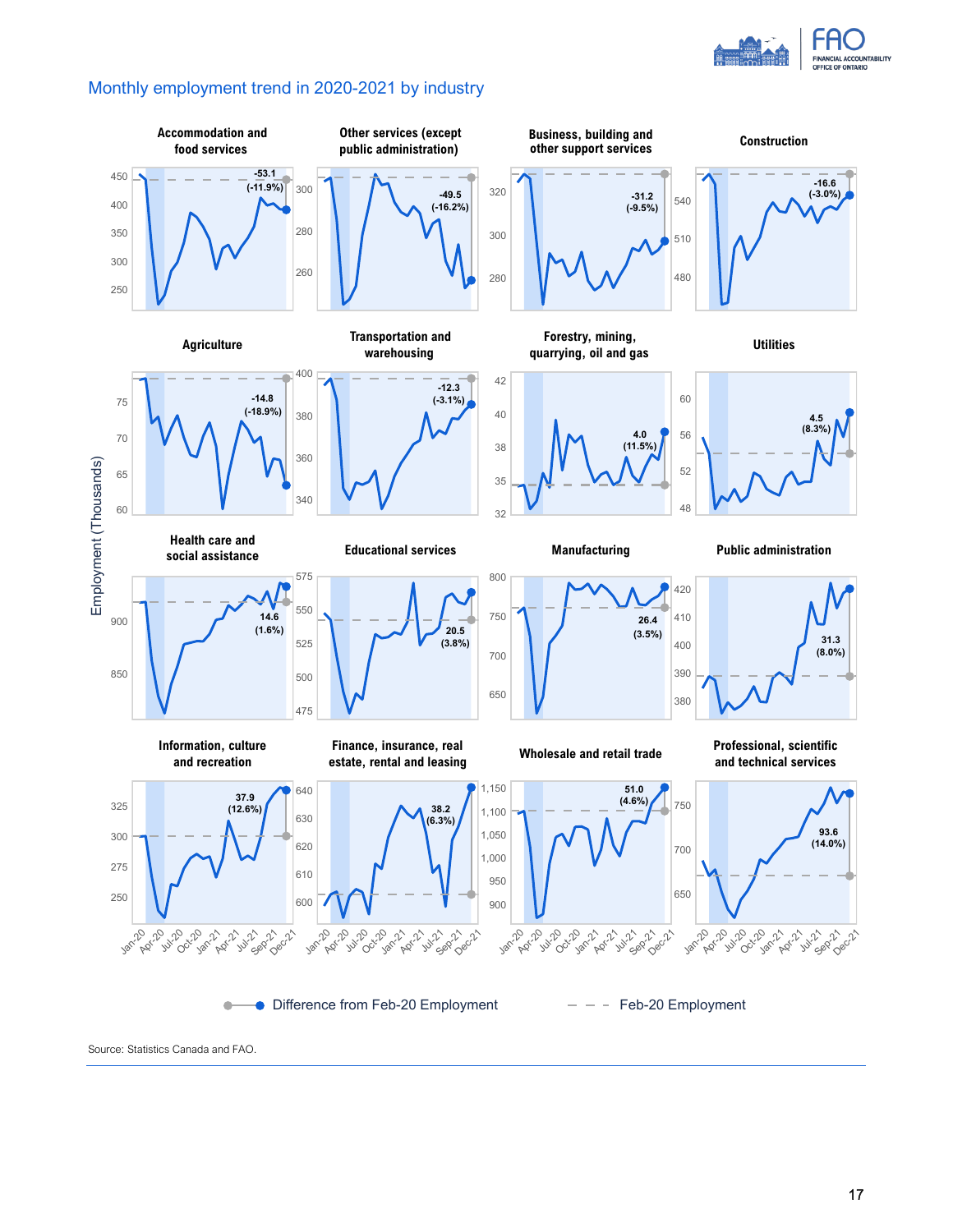## Monthly employment trend in 2020-2021 by industry

Source: Statistics Canada and FAO.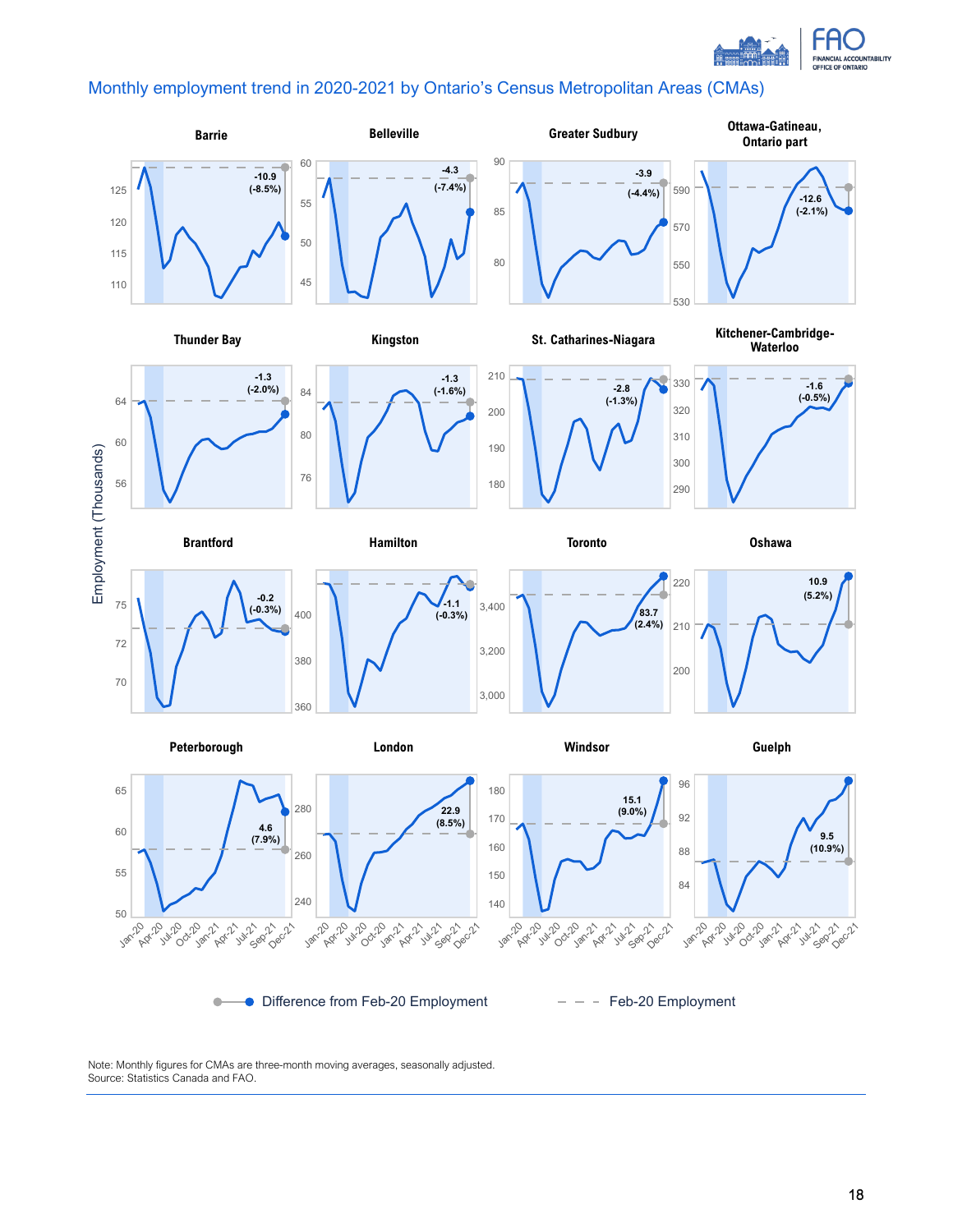## Monthly employment trend in 2020-2021 by Ontario's Census Metropolitan Areas (CMAs)

Employment (Thousands)

| CMA | Difference from Feb-20 Employment |
|---|---|
| Barrie | -10.9 (-8.5%) |
| Belleville | -4.3 (-7.4%) |
| Greater Sudbury | -3.9 (-4.4%) |
| Ottawa-Gatineau, Ontario part | -12.6 (-2.1%) |
| Thunder Bay | -1.3 (-2.0%) |
| Kingston | -1.3 (-1.6%) |
| St. Catharines-Niagara | -2.8 (-1.3%) |
| Kitchener-Cambridge-Waterloo | -1.6 (-0.5%) |
| Brantford | -0.2 (-0.3%) |
| Hamilton | -1.1 (-0.3%) |
| Toronto | 83.7 (2.4%) |
| Oshawa | 10.9 (5.2%) |
| Peterborough | 4.6 (7.9%) |
| London | 22.9 (8.5%) |
| Windsor | 15.1 (9.0%) |
| Guelph | 9.5 (10.9%) |

Legend: Difference from Feb-20 Employment; Feb-20 Employment

Note: Monthly figures for CMAs are three-month moving averages, seasonally adjusted.
Source: Statistics Canada and FAO.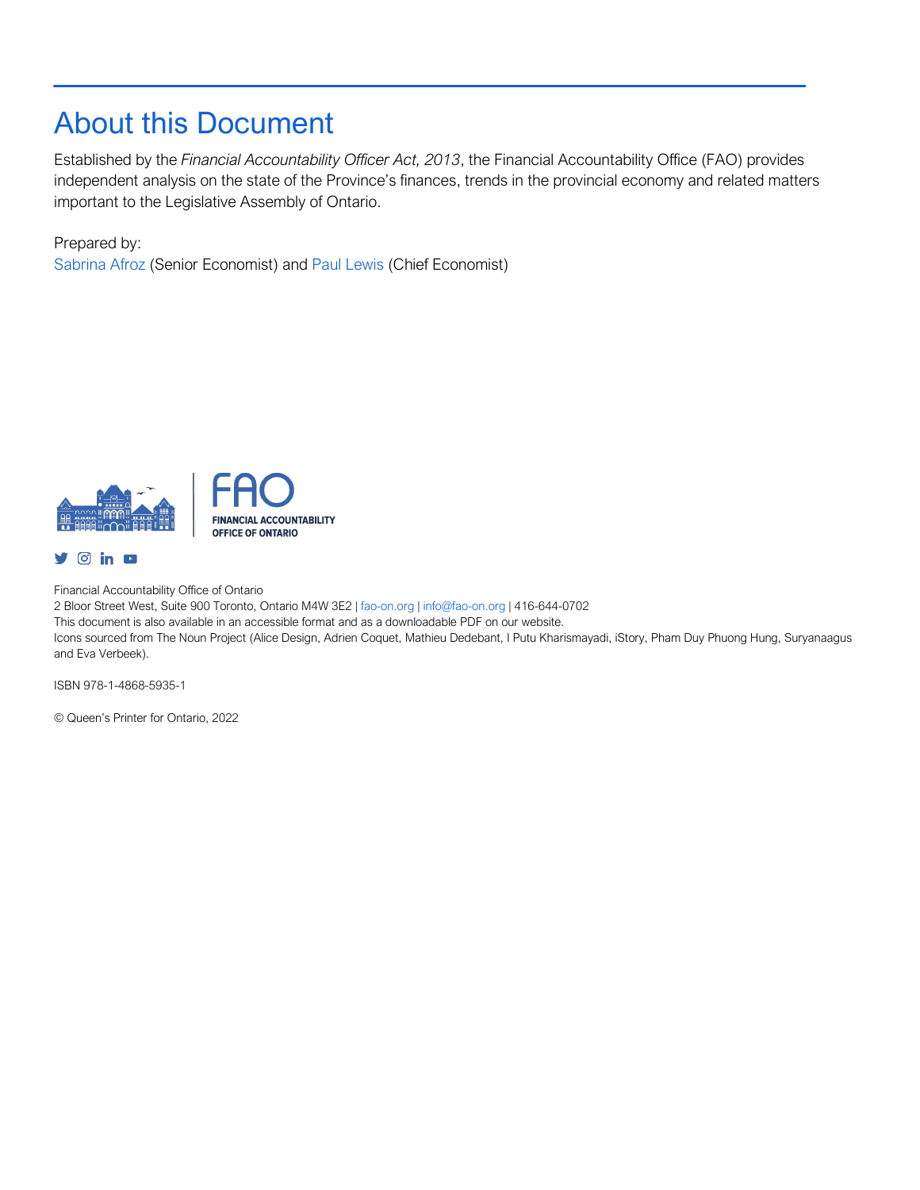# About this Document

Established by the *Financial Accountability Officer Act, 2013*, the Financial Accountability Office (FAO) provides independent analysis on the state of the Province's finances, trends in the provincial economy and related matters important to the Legislative Assembly of Ontario.

Prepared by:
Sabrina Afroz (Senior Economist) and Paul Lewis (Chief Economist)

FAO
FINANCIAL ACCOUNTABILITY OFFICE OF ONTARIO

Financial Accountability Office of Ontario
2 Bloor Street West, Suite 900 Toronto, Ontario M4W 3E2 | fao-on.org | info@fao-on.org | 416-644-0702
This document is also available in an accessible format and as a downloadable PDF on our website.
Icons sourced from The Noun Project (Alice Design, Adrien Coquet, Mathieu Dedebant, I Putu Kharismayadi, iStory, Pham Duy Phuong Hung, Suryanaagus and Eva Verbeek).

ISBN 978-1-4868-5935-1

© Queen's Printer for Ontario, 2022